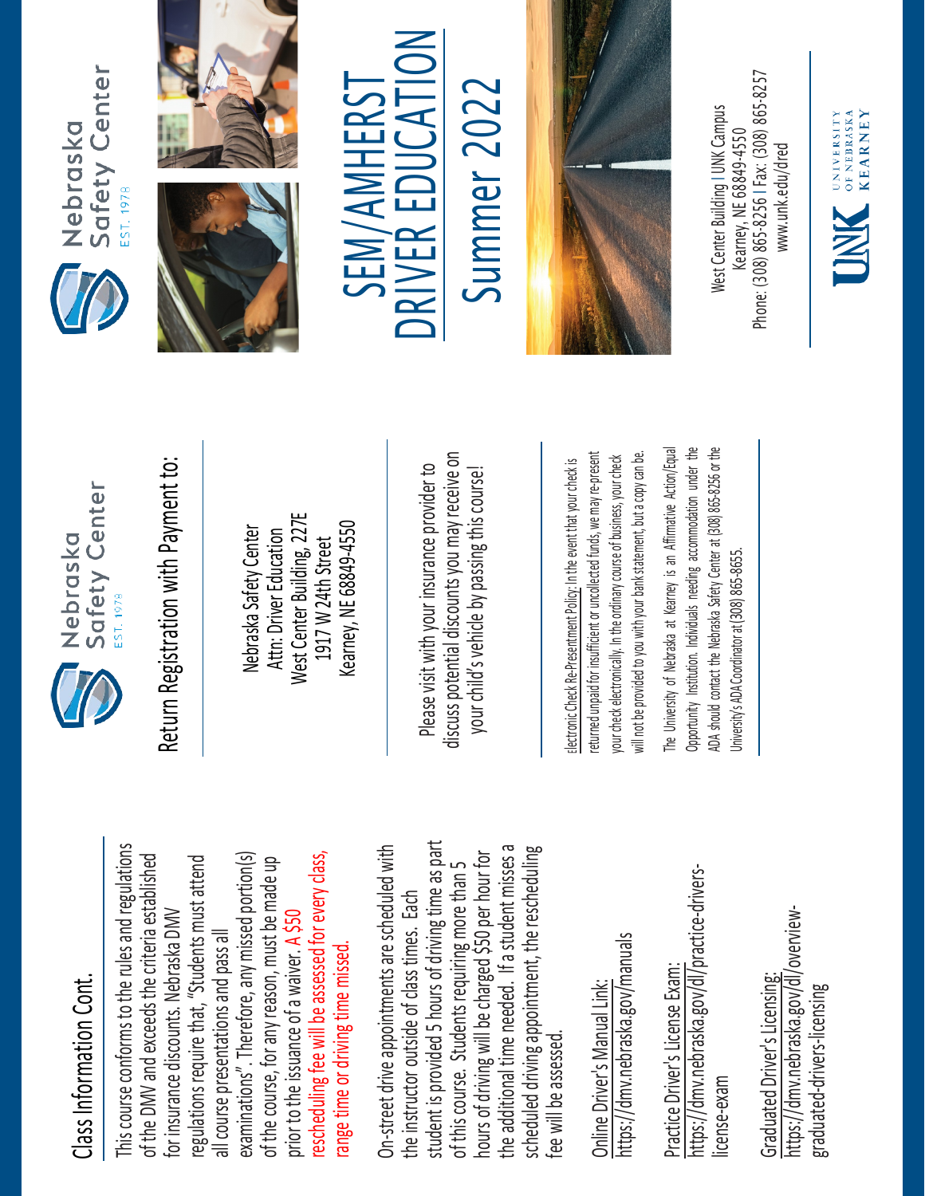## Class Information Cont.

This course conforms to the rules and regulations of the DMV and exceeds the criteria established for insurance discounts. Nebraska DMV regulations require that, "Students must attend all course presentations and pass all examinations". Therefore, any missed portion(s) of the course, for any reason, must be made up prior to the issuance of a waiver. A $50 rescheduling fee will be assessed for every class, range time or driving time missed.

On-street drive appointments are scheduled with the instructor outside of class times. Each student is provided 5 hours of driving time as part of this course. Students requiring more than 5 hours of driving will be charged $50 per hour for the additional time needed. If a student misses a scheduled driving appointment, the rescheduling fee will be assessed.

Online Driver's Manual Link:
https://dmv.nebraska.gov/manuals

Practice Driver's License Exam:
https://dmv.nebraska.gov/dl/practice-drivers-license-exam

Graduated Driver's Licensing:
https://dmv.nebraska.gov/dl/overview-graduated-drivers-licensing

Nebraska Safety Center
EST. 1978

## Return Registration with Payment to:

Nebraska Safety Center
Attn: Driver Education
West Center Building, 227E
1917 W 24th Street
Kearney, NE 68849-4550

Please visit with your insurance provider to discuss potential discounts you may receive on your child's vehicle by passing this course!

Electronic Check Re-Presentment Policy: In the event that your check is returned unpaid for insufficient or uncollected funds, we may re-present your check electronically. In the ordinary course of business, your check will not be provided to you with your bank statement, but a copy can be.

The University of Nebraska at Kearney is an Affirmative Action/Equal Opportunity Institution. Individuals needing accommodation under the ADA should contact the Nebraska Safety Center at (308) 865-8256 or the University's ADA Coordinator at (308) 865-8655.

Nebraska Safety Center
EST. 1978

# SEM/AMHERST DRIVER EDUCATION

# Summer 2022

West Center Building | UNK Campus
Kearney, NE 68849-4550
Phone: (308) 865-8256 | Fax: (308) 865-8257
www.unk.edu/dred

UNK University of Nebraska Kearney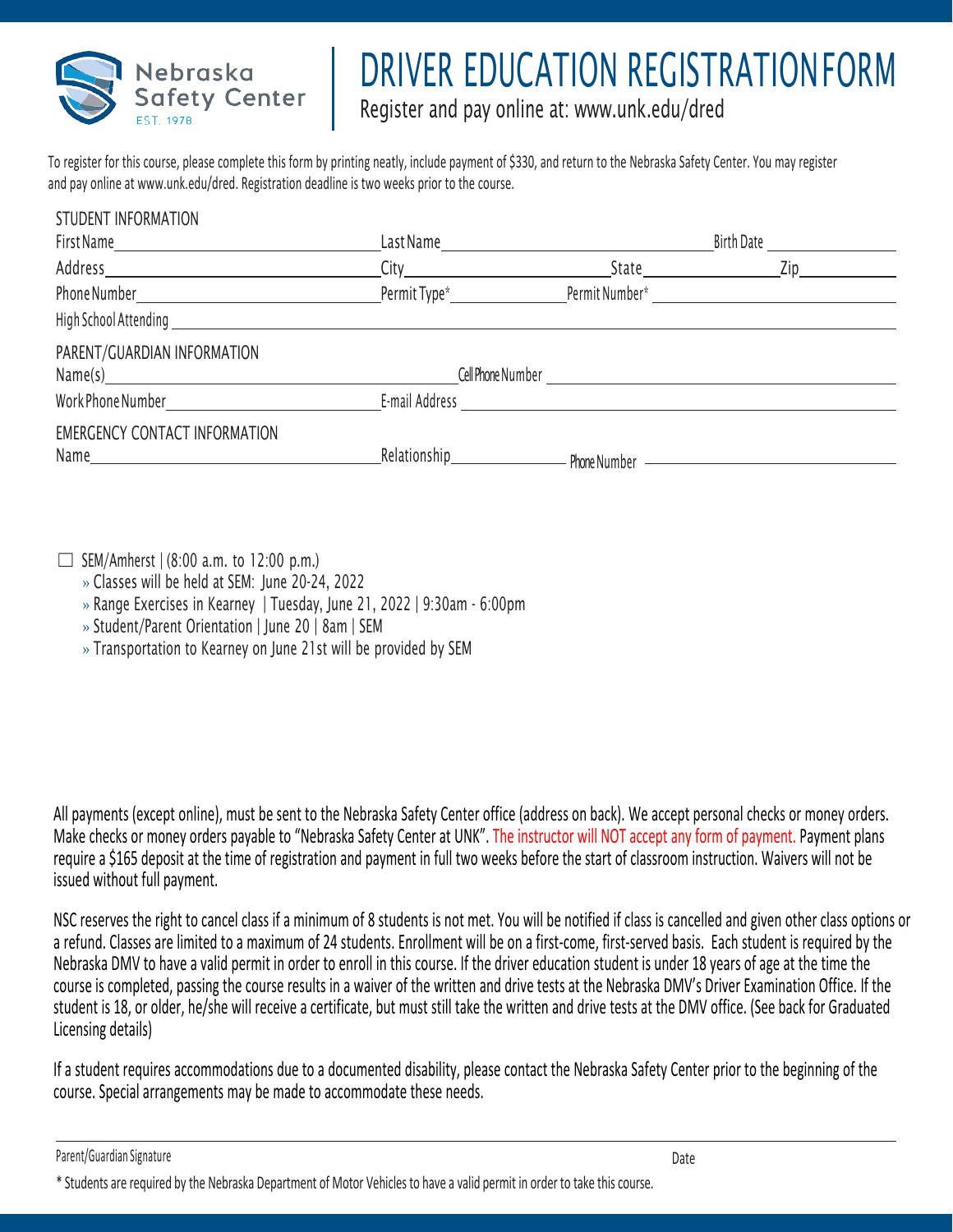Nebraska Safety Center
EST. 1978

# DRIVER EDUCATION REGISTRATION FORM

Register and pay online at: www.unk.edu/dred

To register for this course, please complete this form by printing neatly, include payment of $330, and return to the Nebraska Safety Center. You may register and pay online at www.unk.edu/dred. Registration deadline is two weeks prior to the course.

STUDENT INFORMATION

First Name\_\_\_\_\_\_\_\_\_\_\_\_\_\_\_\_\_\_\_\_ Last Name\_\_\_\_\_\_\_\_\_\_\_\_\_\_\_\_\_\_\_\_ Birth Date\_\_\_\_\_\_\_\_\_\_

Address\_\_\_\_\_\_\_\_\_\_\_\_\_\_\_\_\_\_\_\_ City\_\_\_\_\_\_\_\_\_\_\_\_\_\_\_ State\_\_\_\_\_\_\_\_\_\_ Zip\_\_\_\_\_\_\_\_

Phone Number\_\_\_\_\_\_\_\_\_\_\_\_\_\_\_\_\_\_\_\_ Permit Type*\_\_\_\_\_\_\_\_\_\_ Permit Number*\_\_\_\_\_\_\_\_\_\_\_\_\_\_\_

High School Attending\_\_\_\_\_\_\_\_\_\_\_\_\_\_\_\_\_\_\_\_\_\_\_\_\_\_\_\_\_\_\_\_\_\_\_\_\_\_\_\_

PARENT/GUARDIAN INFORMATION

Name(s)\_\_\_\_\_\_\_\_\_\_\_\_\_\_\_\_\_\_\_\_\_\_\_\_\_\_\_\_ Cell Phone Number\_\_\_\_\_\_\_\_\_\_\_\_\_\_\_\_\_\_\_\_\_\_\_\_

Work Phone Number\_\_\_\_\_\_\_\_\_\_\_\_\_\_\_\_\_\_\_\_ E-mail Address\_\_\_\_\_\_\_\_\_\_\_\_\_\_\_\_\_\_\_\_\_\_\_\_\_\_\_\_

EMERGENCY CONTACT INFORMATION

Name\_\_\_\_\_\_\_\_\_\_\_\_\_\_\_\_\_\_\_\_\_\_\_\_ Relationship\_\_\_\_\_\_\_\_\_\_\_\_ Phone Number\_\_\_\_\_\_\_\_\_\_\_\_\_\_\_\_\_\_\_\_

☐ SEM/Amherst | (8:00 a.m. to 12:00 p.m.)

- » Classes will be held at SEM: June 20-24, 2022
- » Range Exercises in Kearney | Tuesday, June 21, 2022 | 9:30am - 6:00pm
- » Student/Parent Orientation | June 20 | 8am | SEM
- » Transportation to Kearney on June 21st will be provided by SEM

All payments (except online), must be sent to the Nebraska Safety Center office (address on back). We accept personal checks or money orders. Make checks or money orders payable to "Nebraska Safety Center at UNK". The instructor will NOT accept any form of payment. Payment plans require a $165 deposit at the time of registration and payment in full two weeks before the start of classroom instruction. Waivers will not be issued without full payment.

NSC reserves the right to cancel class if a minimum of 8 students is not met. You will be notified if class is cancelled and given other class options or a refund. Classes are limited to a maximum of 24 students. Enrollment will be on a first-come, first-served basis. Each student is required by the Nebraska DMV to have a valid permit in order to enroll in this course. If the driver education student is under 18 years of age at the time the course is completed, passing the course results in a waiver of the written and drive tests at the Nebraska DMV's Driver Examination Office. If the student is 18, or older, he/she will receive a certificate, but must still take the written and drive tests at the DMV office. (See back for Graduated Licensing details)

If a student requires accommodations due to a documented disability, please contact the Nebraska Safety Center prior to the beginning of the course. Special arrangements may be made to accommodate these needs.

\_\_\_\_\_\_\_\_\_\_\_\_\_\_\_\_\_\_\_\_\_\_\_\_\_\_\_\_\_\_\_\_\_\_\_\_\_\_\_\_\_\_\_\_\_\_\_\_

Parent/Guardian Signature Date

* Students are required by the Nebraska Department of Motor Vehicles to have a valid permit in order to take this course.